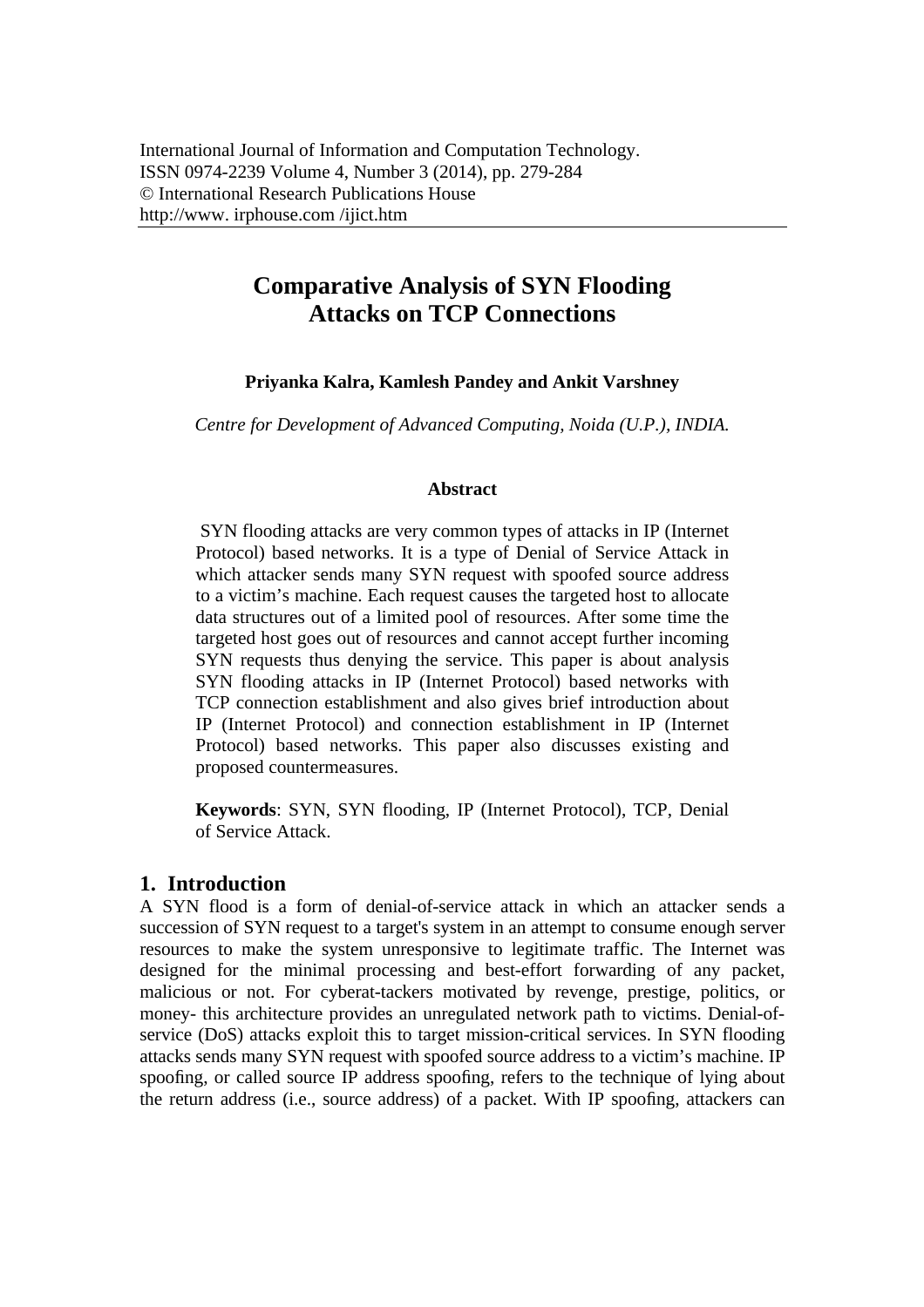International Journal of Information and Computation Technology.
ISSN 0974-2239 Volume 4, Number 3 (2014), pp. 279-284
© International Research Publications House
http://www. irphouse.com /ijict.htm

# Comparative Analysis of SYN Flooding Attacks on TCP Connections

**Priyanka Kalra, Kamlesh Pandey and Ankit Varshney**

*Centre for Development of Advanced Computing, Noida (U.P.), INDIA.*

**Abstract**

SYN flooding attacks are very common types of attacks in IP (Internet Protocol) based networks. It is a type of Denial of Service Attack in which attacker sends many SYN request with spoofed source address to a victim's machine. Each request causes the targeted host to allocate data structures out of a limited pool of resources. After some time the targeted host goes out of resources and cannot accept further incoming SYN requests thus denying the service. This paper is about analysis SYN flooding attacks in IP (Internet Protocol) based networks with TCP connection establishment and also gives brief introduction about IP (Internet Protocol) and connection establishment in IP (Internet Protocol) based networks. This paper also discusses existing and proposed countermeasures.

**Keywords**: SYN, SYN flooding, IP (Internet Protocol), TCP, Denial of Service Attack.

## 1. Introduction

A SYN flood is a form of denial-of-service attack in which an attacker sends a succession of SYN request to a target's system in an attempt to consume enough server resources to make the system unresponsive to legitimate traffic. The Internet was designed for the minimal processing and best-effort forwarding of any packet, malicious or not. For cyberat-tackers motivated by revenge, prestige, politics, or money- this architecture provides an unregulated network path to victims. Denial-of-service (DoS) attacks exploit this to target mission-critical services. In SYN flooding attacks sends many SYN request with spoofed source address to a victim's machine. IP spoofing, or called source IP address spoofing, refers to the technique of lying about the return address (i.e., source address) of a packet. With IP spoofing, attackers can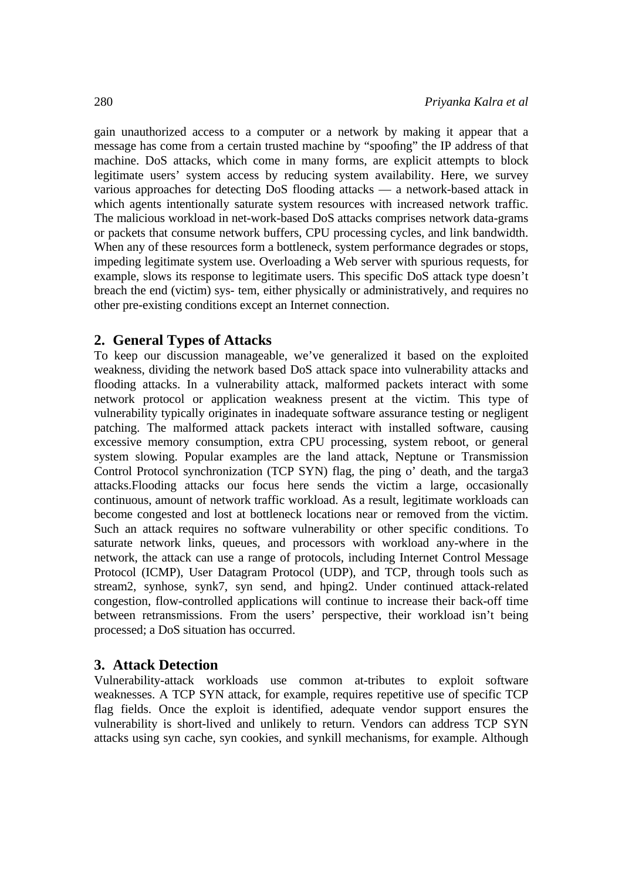gain unauthorized access to a computer or a network by making it appear that a message has come from a certain trusted machine by “spoofing” the IP address of that machine. DoS attacks, which come in many forms, are explicit attempts to block legitimate users’ system access by reducing system availability. Here, we survey various approaches for detecting DoS flooding attacks — a network-based attack in which agents intentionally saturate system resources with increased network traffic. The malicious workload in net-work-based DoS attacks comprises network data-grams or packets that consume network buffers, CPU processing cycles, and link bandwidth. When any of these resources form a bottleneck, system performance degrades or stops, impeding legitimate system use. Overloading a Web server with spurious requests, for example, slows its response to legitimate users. This specific DoS attack type doesn’t breach the end (victim) sys- tem, either physically or administratively, and requires no other pre-existing conditions except an Internet connection.

## 2. General Types of Attacks

To keep our discussion manageable, we’ve generalized it based on the exploited weakness, dividing the network based DoS attack space into vulnerability attacks and flooding attacks. In a vulnerability attack, malformed packets interact with some network protocol or application weakness present at the victim. This type of vulnerability typically originates in inadequate software assurance testing or negligent patching. The malformed attack packets interact with installed software, causing excessive memory consumption, extra CPU processing, system reboot, or general system slowing. Popular examples are the land attack, Neptune or Transmission Control Protocol synchronization (TCP SYN) flag, the ping o’ death, and the targa3 attacks.Flooding attacks our focus here sends the victim a large, occasionally continuous, amount of network traffic workload. As a result, legitimate workloads can become congested and lost at bottleneck locations near or removed from the victim. Such an attack requires no software vulnerability or other specific conditions. To saturate network links, queues, and processors with workload any-where in the network, the attack can use a range of protocols, including Internet Control Message Protocol (ICMP), User Datagram Protocol (UDP), and TCP, through tools such as stream2, synhose, synk7, syn send, and hping2. Under continued attack-related congestion, flow-controlled applications will continue to increase their back-off time between retransmissions. From the users’ perspective, their workload isn’t being processed; a DoS situation has occurred.

## 3. Attack Detection

Vulnerability-attack workloads use common at-tributes to exploit software weaknesses. A TCP SYN attack, for example, requires repetitive use of specific TCP flag fields. Once the exploit is identified, adequate vendor support ensures the vulnerability is short-lived and unlikely to return. Vendors can address TCP SYN attacks using syn cache, syn cookies, and synkill mechanisms, for example. Although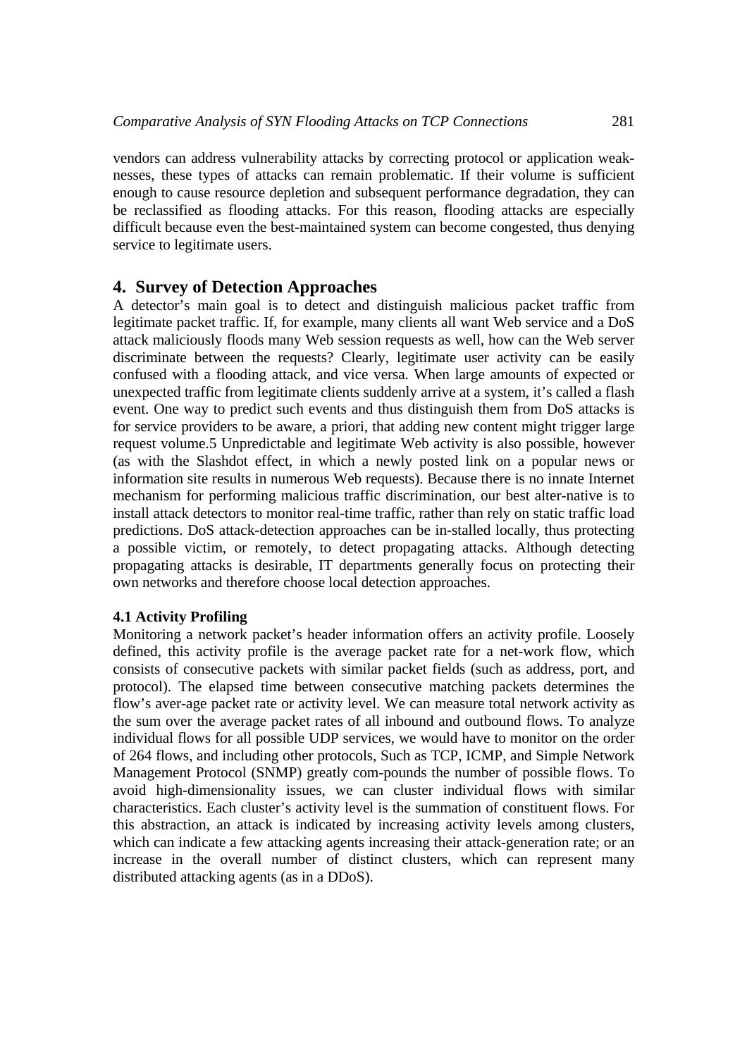vendors can address vulnerability attacks by correcting protocol or application weaknesses, these types of attacks can remain problematic. If their volume is sufficient enough to cause resource depletion and subsequent performance degradation, they can be reclassified as flooding attacks. For this reason, flooding attacks are especially difficult because even the best-maintained system can become congested, thus denying service to legitimate users.

## 4. Survey of Detection Approaches

A detector's main goal is to detect and distinguish malicious packet traffic from legitimate packet traffic. If, for example, many clients all want Web service and a DoS attack maliciously floods many Web session requests as well, how can the Web server discriminate between the requests? Clearly, legitimate user activity can be easily confused with a flooding attack, and vice versa. When large amounts of expected or unexpected traffic from legitimate clients suddenly arrive at a system, it's called a flash event. One way to predict such events and thus distinguish them from DoS attacks is for service providers to be aware, a priori, that adding new content might trigger large request volume.5 Unpredictable and legitimate Web activity is also possible, however (as with the Slashdot effect, in which a newly posted link on a popular news or information site results in numerous Web requests). Because there is no innate Internet mechanism for performing malicious traffic discrimination, our best alter-native is to install attack detectors to monitor real-time traffic, rather than rely on static traffic load predictions. DoS attack-detection approaches can be in-stalled locally, thus protecting a possible victim, or remotely, to detect propagating attacks. Although detecting propagating attacks is desirable, IT departments generally focus on protecting their own networks and therefore choose local detection approaches.

### 4.1 Activity Profiling

Monitoring a network packet's header information offers an activity profile. Loosely defined, this activity profile is the average packet rate for a net-work flow, which consists of consecutive packets with similar packet fields (such as address, port, and protocol). The elapsed time between consecutive matching packets determines the flow's aver-age packet rate or activity level. We can measure total network activity as the sum over the average packet rates of all inbound and outbound flows. To analyze individual flows for all possible UDP services, we would have to monitor on the order of 264 flows, and including other protocols, Such as TCP, ICMP, and Simple Network Management Protocol (SNMP) greatly com-pounds the number of possible flows. To avoid high-dimensionality issues, we can cluster individual flows with similar characteristics. Each cluster's activity level is the summation of constituent flows. For this abstraction, an attack is indicated by increasing activity levels among clusters, which can indicate a few attacking agents increasing their attack-generation rate; or an increase in the overall number of distinct clusters, which can represent many distributed attacking agents (as in a DDoS).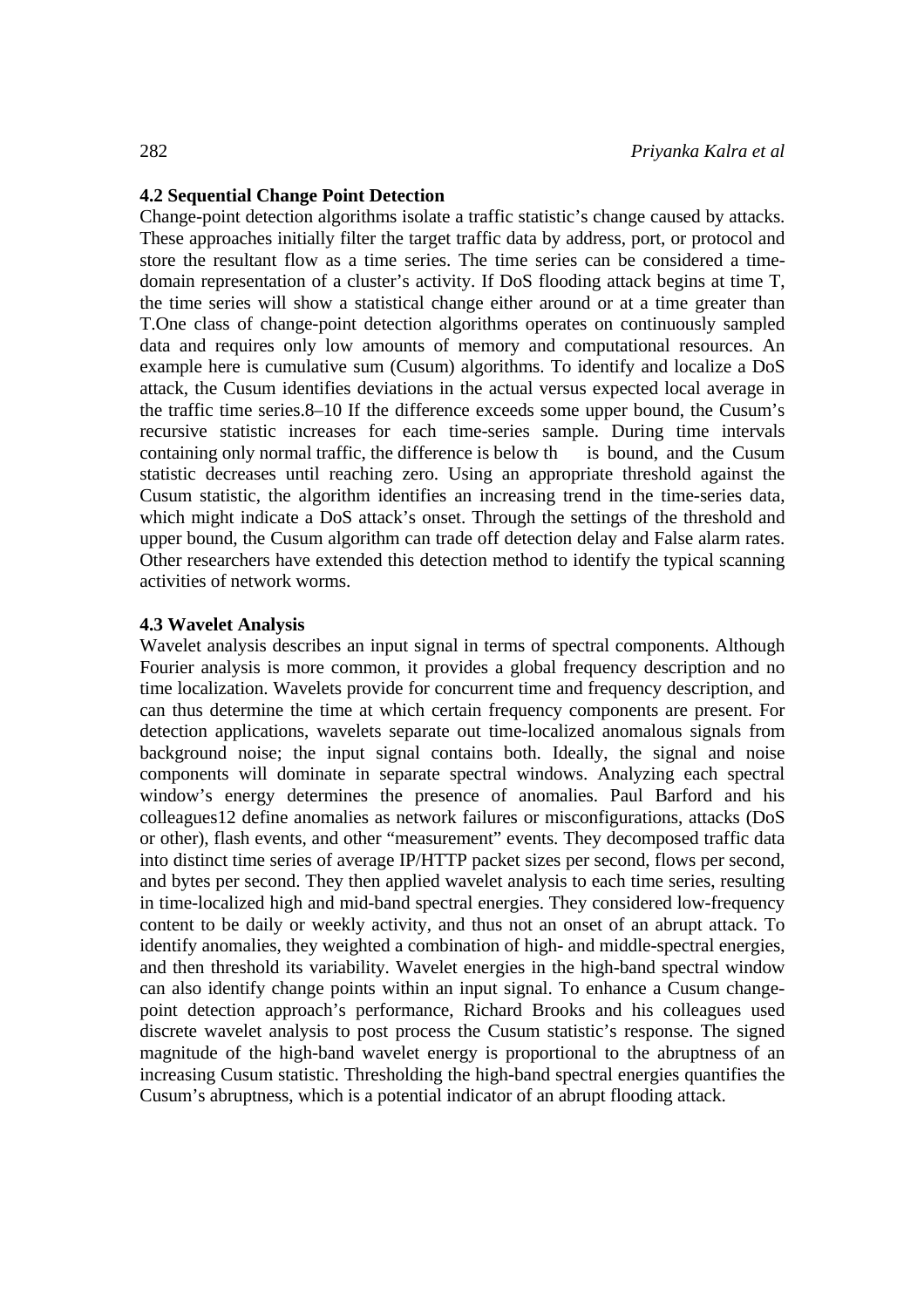### 4.2 Sequential Change Point Detection

Change-point detection algorithms isolate a traffic statistic's change caused by attacks. These approaches initially filter the target traffic data by address, port, or protocol and store the resultant flow as a time series. The time series can be considered a time-domain representation of a cluster's activity. If DoS flooding attack begins at time T, the time series will show a statistical change either around or at a time greater than T.One class of change-point detection algorithms operates on continuously sampled data and requires only low amounts of memory and computational resources. An example here is cumulative sum (Cusum) algorithms. To identify and localize a DoS attack, the Cusum identifies deviations in the actual versus expected local average in the traffic time series.8–10 If the difference exceeds some upper bound, the Cusum's recursive statistic increases for each time-series sample. During time intervals containing only normal traffic, the difference is below th is bound, and the Cusum statistic decreases until reaching zero. Using an appropriate threshold against the Cusum statistic, the algorithm identifies an increasing trend in the time-series data, which might indicate a DoS attack's onset. Through the settings of the threshold and upper bound, the Cusum algorithm can trade off detection delay and False alarm rates. Other researchers have extended this detection method to identify the typical scanning activities of network worms.

### 4.3 Wavelet Analysis

Wavelet analysis describes an input signal in terms of spectral components. Although Fourier analysis is more common, it provides a global frequency description and no time localization. Wavelets provide for concurrent time and frequency description, and can thus determine the time at which certain frequency components are present. For detection applications, wavelets separate out time-localized anomalous signals from background noise; the input signal contains both. Ideally, the signal and noise components will dominate in separate spectral windows. Analyzing each spectral window's energy determines the presence of anomalies. Paul Barford and his colleagues12 define anomalies as network failures or misconfigurations, attacks (DoS or other), flash events, and other "measurement" events. They decomposed traffic data into distinct time series of average IP/HTTP packet sizes per second, flows per second, and bytes per second. They then applied wavelet analysis to each time series, resulting in time-localized high and mid-band spectral energies. They considered low-frequency content to be daily or weekly activity, and thus not an onset of an abrupt attack. To identify anomalies, they weighted a combination of high- and middle-spectral energies, and then threshold its variability. Wavelet energies in the high-band spectral window can also identify change points within an input signal. To enhance a Cusum change-point detection approach's performance, Richard Brooks and his colleagues used discrete wavelet analysis to post process the Cusum statistic's response. The signed magnitude of the high-band wavelet energy is proportional to the abruptness of an increasing Cusum statistic. Thresholding the high-band spectral energies quantifies the Cusum's abruptness, which is a potential indicator of an abrupt flooding attack.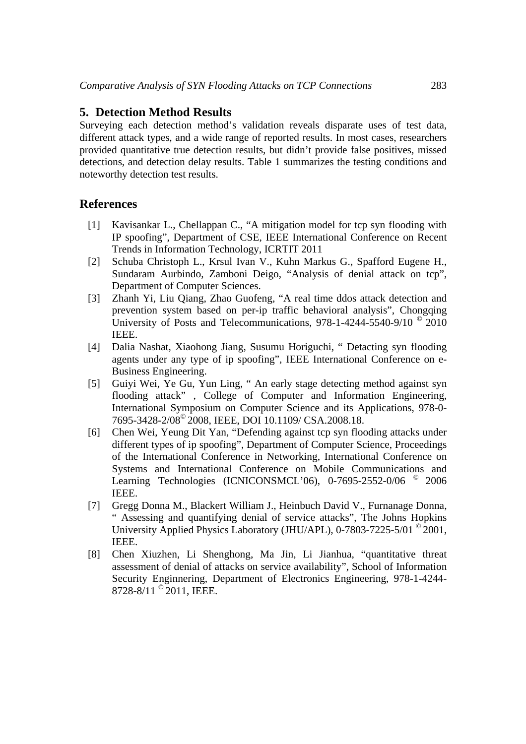## 5. Detection Method Results

Surveying each detection method's validation reveals disparate uses of test data, different attack types, and a wide range of reported results. In most cases, researchers provided quantitative true detection results, but didn't provide false positives, missed detections, and detection delay results. Table 1 summarizes the testing conditions and noteworthy detection test results.

## References

[1] Kavisankar L., Chellappan C., "A mitigation model for tcp syn flooding with IP spoofing", Department of CSE, IEEE International Conference on Recent Trends in Information Technology, ICRTIT 2011

[2] Schuba Christoph L., Krsul Ivan V., Kuhn Markus G., Spafford Eugene H., Sundaram Aurbindo, Zamboni Deigo, "Analysis of denial attack on tcp", Department of Computer Sciences.

[3] Zhanh Yi, Liu Qiang, Zhao Guofeng, "A real time ddos attack detection and prevention system based on per-ip traffic behavioral analysis", Chongqing University of Posts and Telecommunications, 978-1-4244-5540-9/10 © 2010 IEEE.

[4] Dalia Nashat, Xiaohong Jiang, Susumu Horiguchi, " Detacting syn flooding agents under any type of ip spoofing", IEEE International Conference on e-Business Engineering.

[5] Guiyi Wei, Ye Gu, Yun Ling, " An early stage detecting method against syn flooding attack" , College of Computer and Information Engineering, International Symposium on Computer Science and its Applications, 978-0-7695-3428-2/08© 2008, IEEE, DOI 10.1109/ CSA.2008.18.

[6] Chen Wei, Yeung Dit Yan, "Defending against tcp syn flooding attacks under different types of ip spoofing", Department of Computer Science, Proceedings of the International Conference in Networking, International Conference on Systems and International Conference on Mobile Communications and Learning Technologies (ICNICONSMCL'06), 0-7695-2552-0/06 © 2006 IEEE.

[7] Gregg Donna M., Blackert William J., Heinbuch David V., Furnanage Donna, " Assessing and quantifying denial of service attacks", The Johns Hopkins University Applied Physics Laboratory (JHU/APL), 0-7803-7225-5/01 © 2001, IEEE.

[8] Chen Xiuzhen, Li Shenghong, Ma Jin, Li Jianhua, "quantitative threat assessment of denial of attacks on service availability", School of Information Security Enginnering, Department of Electronics Engineering, 978-1-4244-8728-8/11 © 2011, IEEE.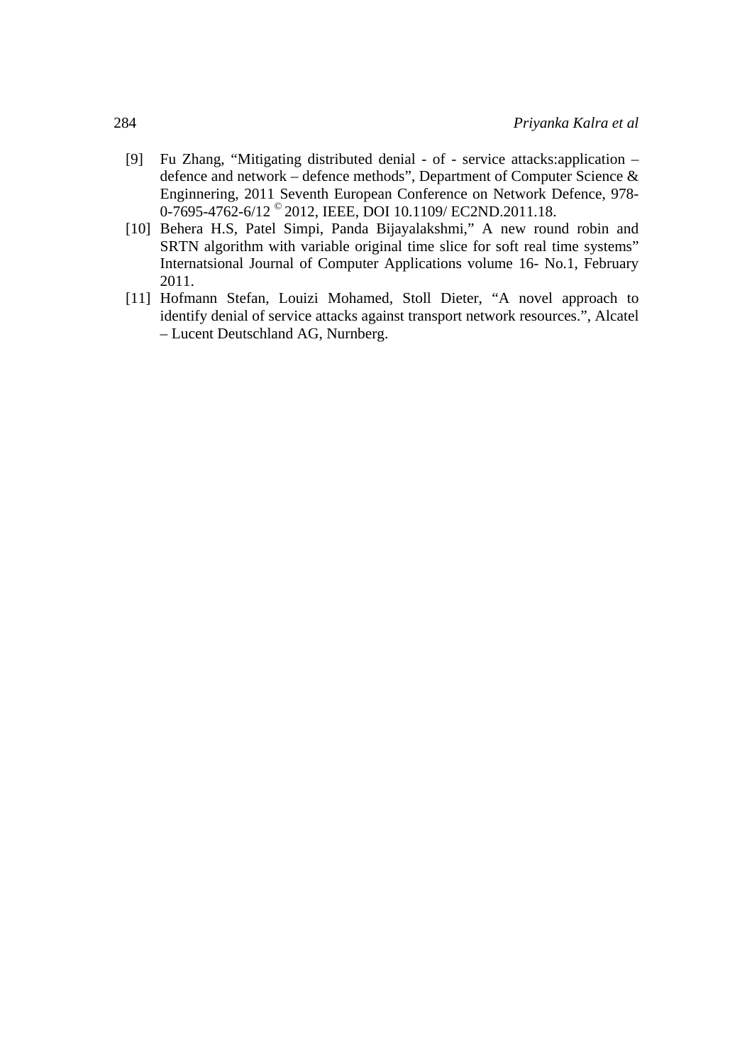[9] Fu Zhang, "Mitigating distributed denial - of - service attacks:application – defence and network – defence methods", Department of Computer Science & Enginnering, 2011 Seventh European Conference on Network Defence, 978-0-7695-4762-6/12 © 2012, IEEE, DOI 10.1109/ EC2ND.2011.18.

[10] Behera H.S, Patel Simpi, Panda Bijayalakshmi," A new round robin and SRTN algorithm with variable original time slice for soft real time systems" Internatsional Journal of Computer Applications volume 16- No.1, February 2011.

[11] Hofmann Stefan, Louizi Mohamed, Stoll Dieter, "A novel approach to identify denial of service attacks against transport network resources.", Alcatel – Lucent Deutschland AG, Nurnberg.